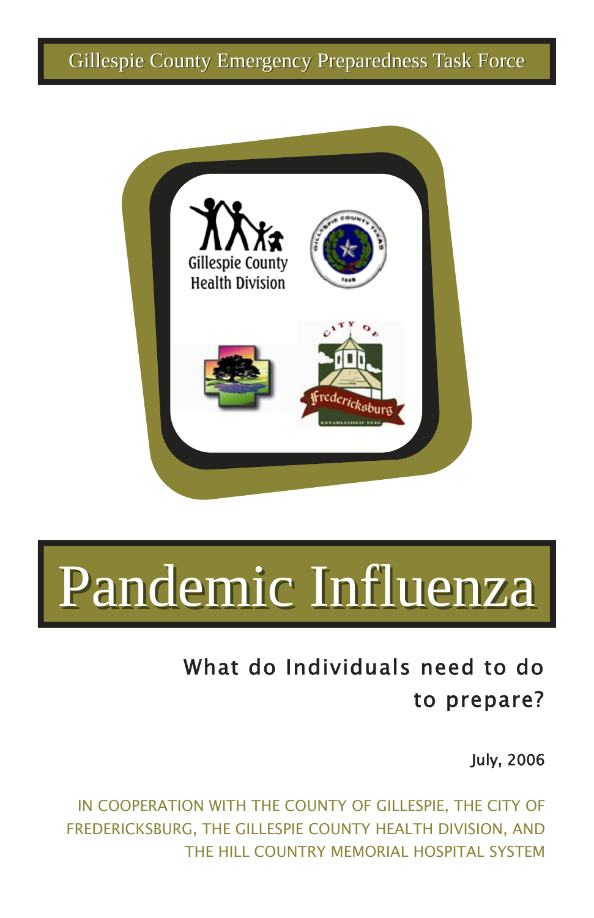Gillespie County Emergency Preparedness Task Force

# Pandemic Influenza

## What do Individuals need to do to prepare?

July, 2006

IN COOPERATION WITH THE COUNTY OF GILLESPIE, THE CITY OF FREDERICKSBURG, THE GILLESPIE COUNTY HEALTH DIVISION, AND THE HILL COUNTRY MEMORIAL HOSPITAL SYSTEM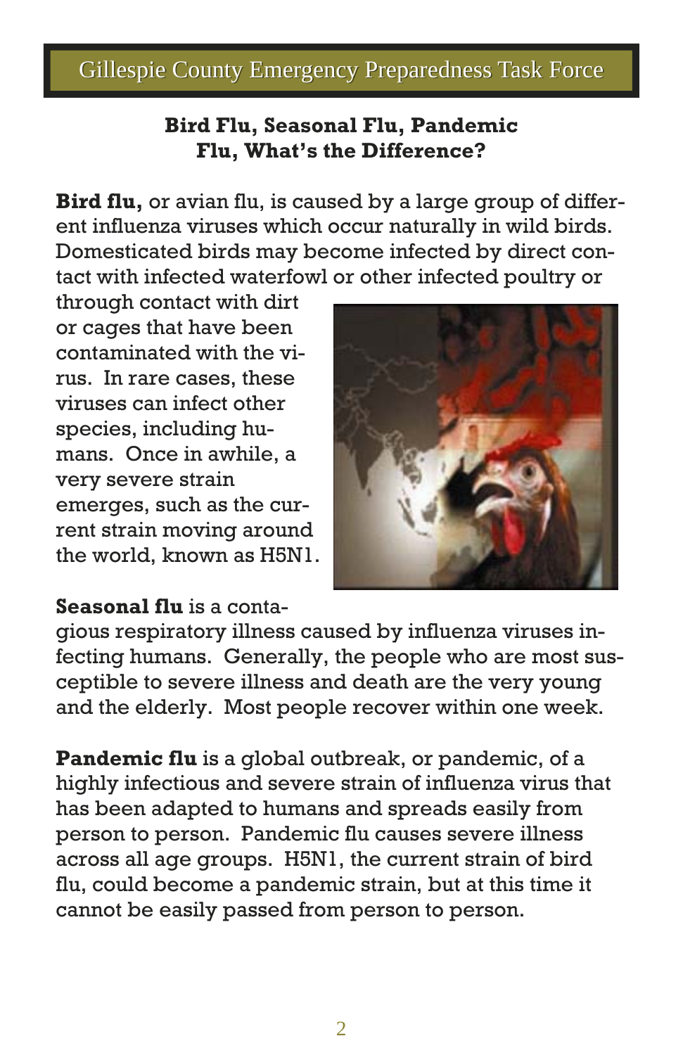Gillespie County Emergency Preparedness Task Force

## Bird Flu, Seasonal Flu, Pandemic Flu, What's the Difference?

**Bird flu,** or avian flu, is caused by a large group of different influenza viruses which occur naturally in wild birds. Domesticated birds may become infected by direct contact with infected waterfowl or other infected poultry or through contact with dirt or cages that have been contaminated with the virus. In rare cases, these viruses can infect other species, including humans. Once in awhile, a very severe strain emerges, such as the current strain moving around the world, known as H5N1.

**Seasonal flu** is a contagious respiratory illness caused by influenza viruses infecting humans. Generally, the people who are most susceptible to severe illness and death are the very young and the elderly. Most people recover within one week.

**Pandemic flu** is a global outbreak, or pandemic, of a highly infectious and severe strain of influenza virus that has been adapted to humans and spreads easily from person to person. Pandemic flu causes severe illness across all age groups. H5N1, the current strain of bird flu, could become a pandemic strain, but at this time it cannot be easily passed from person to person.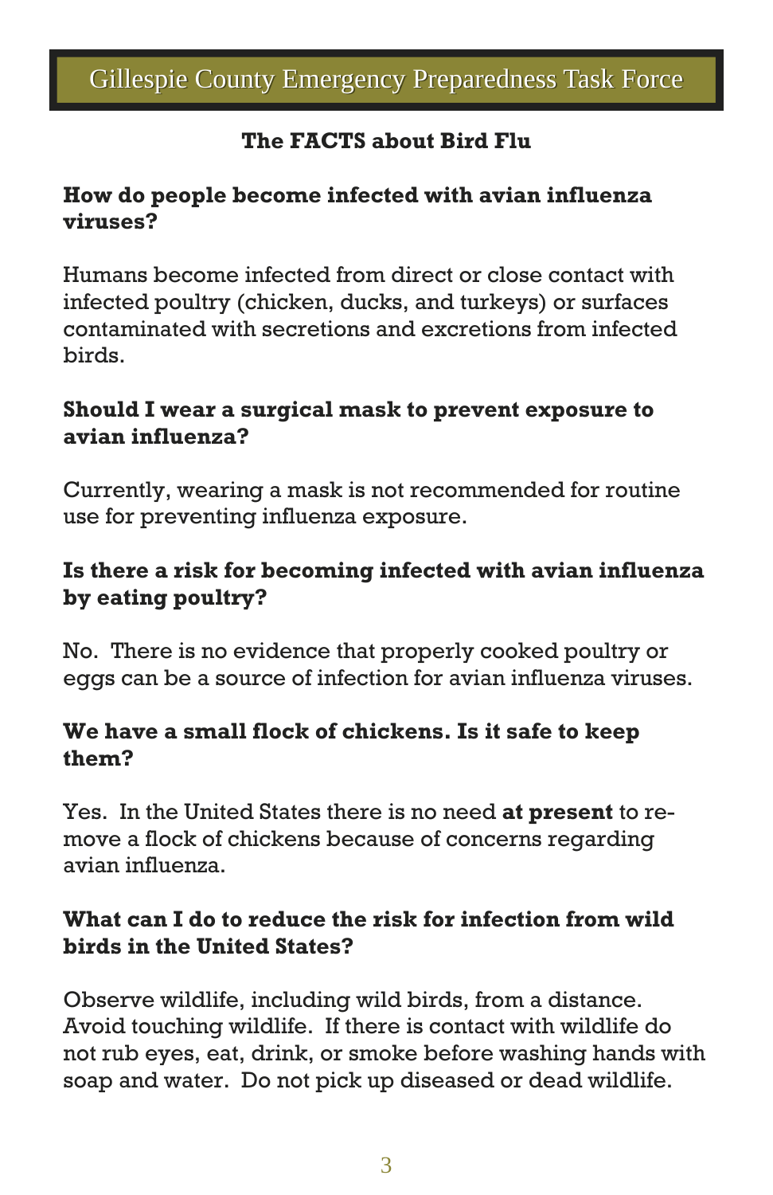## Gillespie County Emergency Preparedness Task Force

### The FACTS about Bird Flu

**How do people become infected with avian influenza viruses?**

Humans become infected from direct or close contact with infected poultry (chicken, ducks, and turkeys) or surfaces contaminated with secretions and excretions from infected birds.

**Should I wear a surgical mask to prevent exposure to avian influenza?**

Currently, wearing a mask is not recommended for routine use for preventing influenza exposure.

**Is there a risk for becoming infected with avian influenza by eating poultry?**

No. There is no evidence that properly cooked poultry or eggs can be a source of infection for avian influenza viruses.

**We have a small flock of chickens. Is it safe to keep them?**

Yes. In the United States there is no need **at present** to remove a flock of chickens because of concerns regarding avian influenza.

**What can I do to reduce the risk for infection from wild birds in the United States?**

Observe wildlife, including wild birds, from a distance. Avoid touching wildlife. If there is contact with wildlife do not rub eyes, eat, drink, or smoke before washing hands with soap and water. Do not pick up diseased or dead wildlife.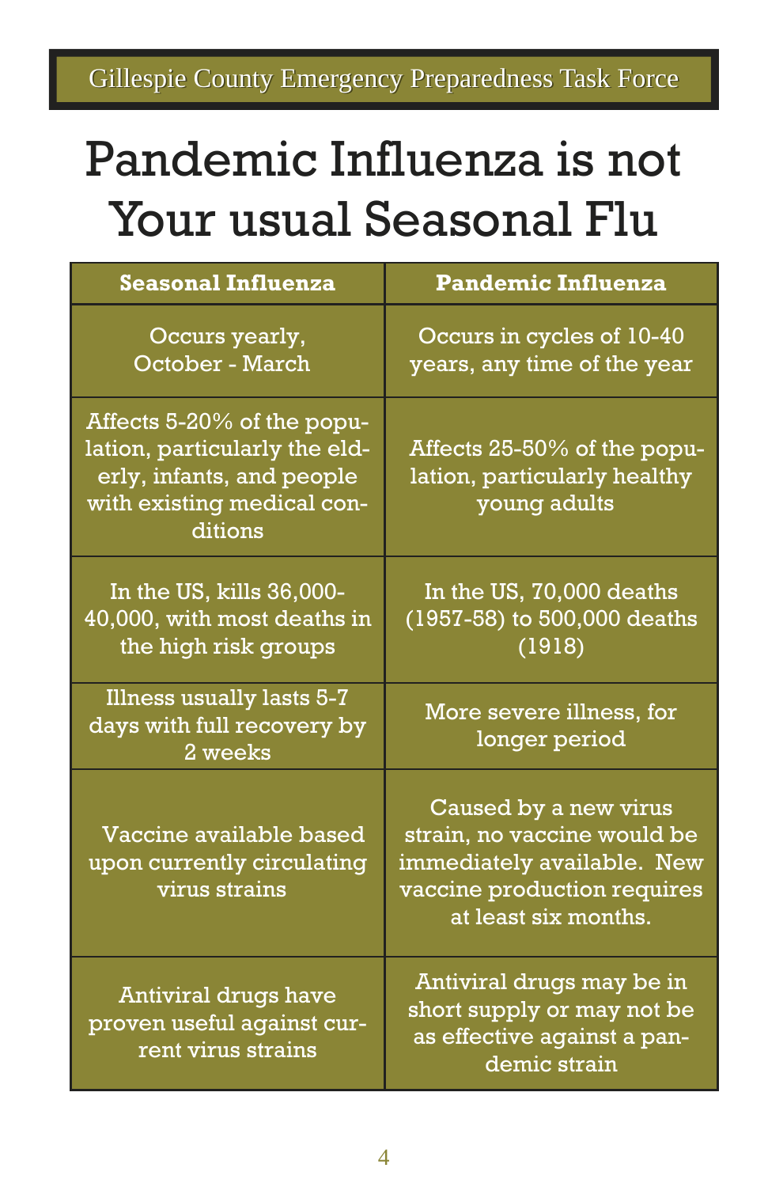Gillespie County Emergency Preparedness Task Force

# Pandemic Influenza is not Your usual Seasonal Flu

| Seasonal Influenza | Pandemic Influenza |
| --- | --- |
| Occurs yearly, October - March | Occurs in cycles of 10-40 years, any time of the year |
| Affects 5-20% of the population, particularly the elderly, infants, and people with existing medical conditions | Affects 25-50% of the population, particularly healthy young adults |
| In the US, kills 36,000-40,000, with most deaths in the high risk groups | In the US, 70,000 deaths (1957-58) to 500,000 deaths (1918) |
| Illness usually lasts 5-7 days with full recovery by 2 weeks | More severe illness, for longer period |
| Vaccine available based upon currently circulating virus strains | Caused by a new virus strain, no vaccine would be immediately available. New vaccine production requires at least six months. |
| Antiviral drugs have proven useful against current virus strains | Antiviral drugs may be in short supply or may not be as effective against a pandemic strain |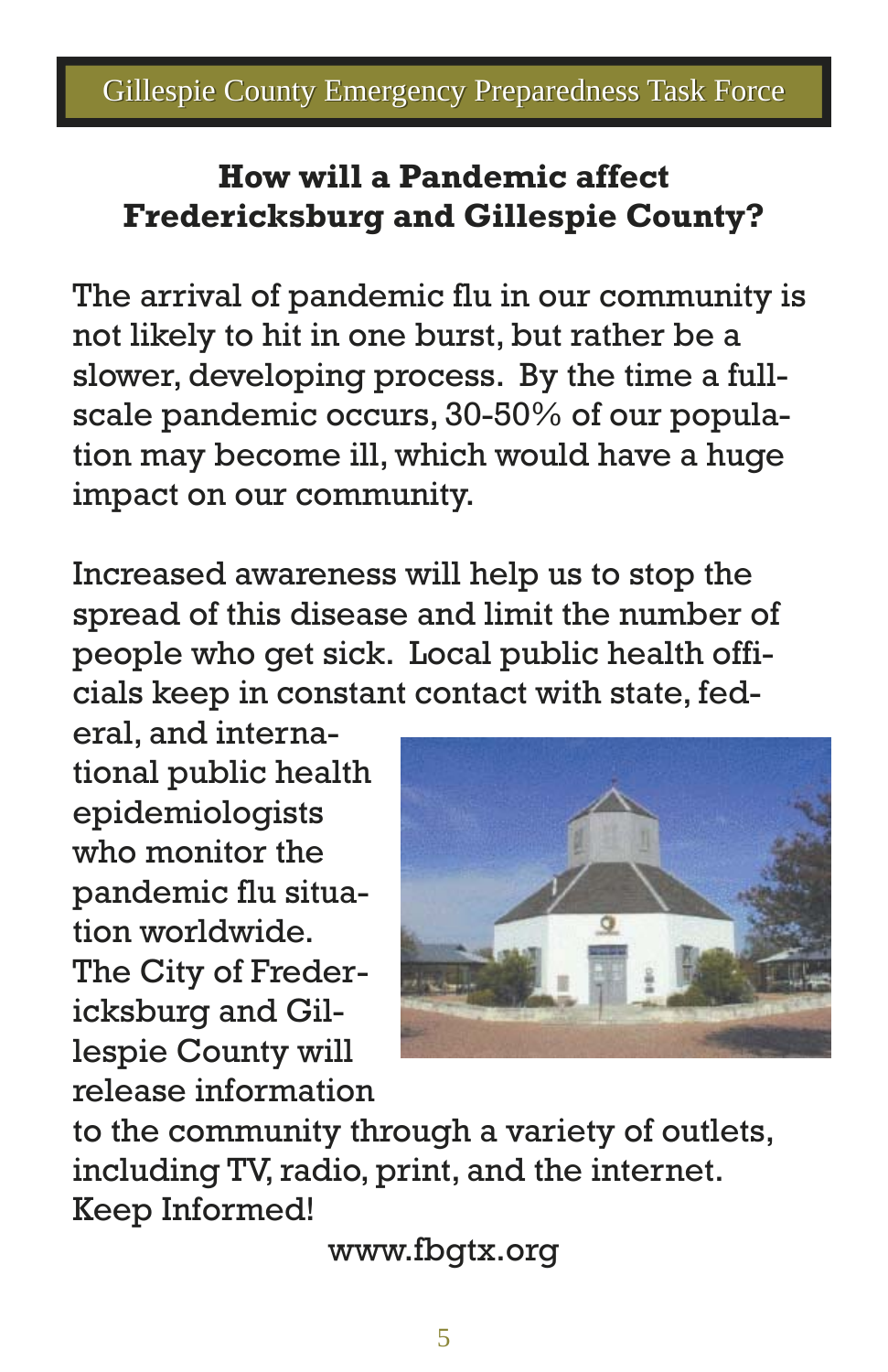Gillespie County Emergency Preparedness Task Force

## How will a Pandemic affect Fredericksburg and Gillespie County?

The arrival of pandemic flu in our community is not likely to hit in one burst, but rather be a slower, developing process. By the time a full-scale pandemic occurs, 30-50% of our population may become ill, which would have a huge impact on our community.

Increased awareness will help us to stop the spread of this disease and limit the number of people who get sick. Local public health officials keep in constant contact with state, federal, and international public health epidemiologists who monitor the pandemic flu situation worldwide. The City of Fredericksburg and Gillespie County will release information to the community through a variety of outlets, including TV, radio, print, and the internet. Keep Informed!

www.fbgtx.org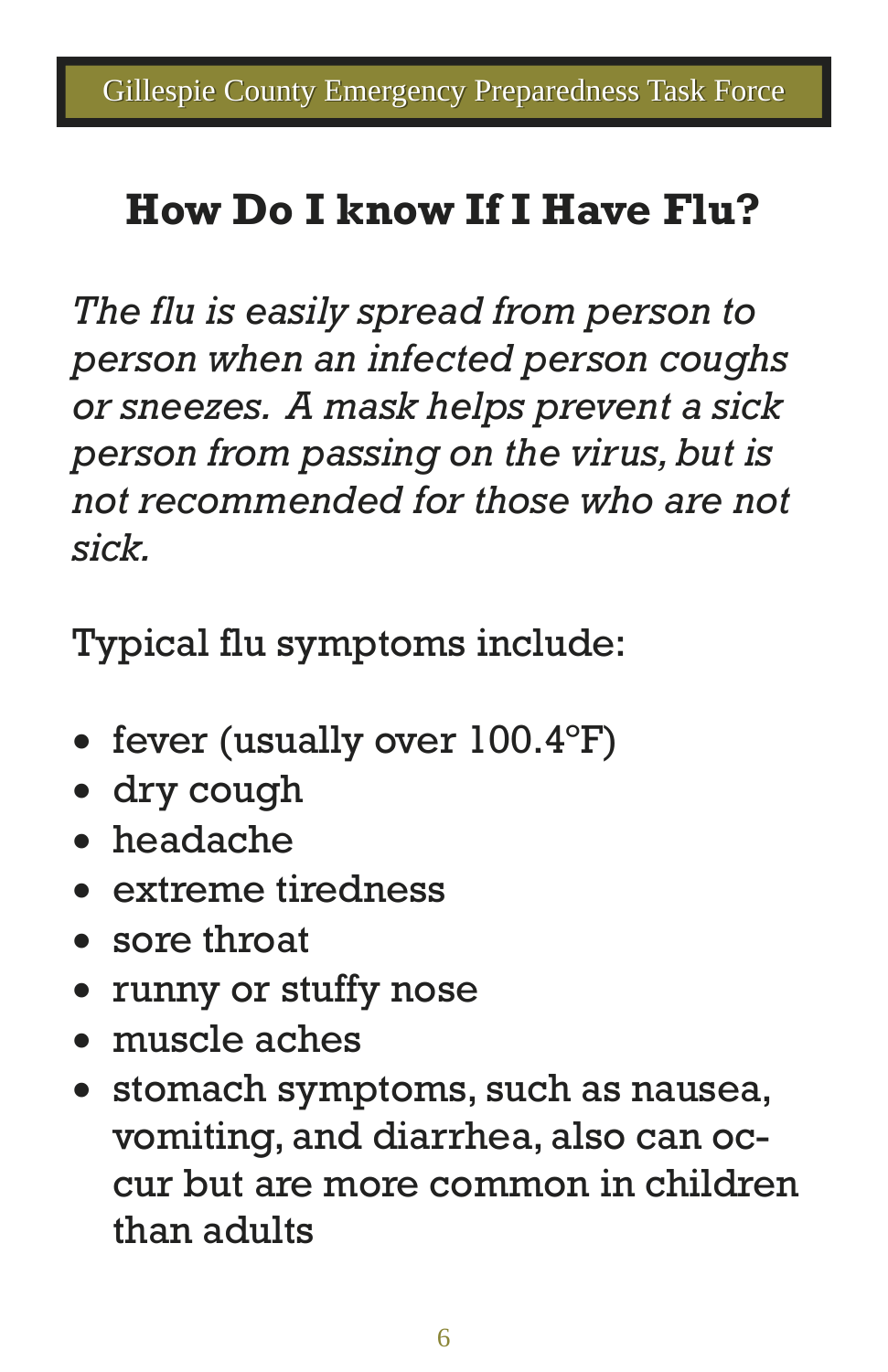## How Do I know If I Have Flu?

*The flu is easily spread from person to person when an infected person coughs or sneezes. A mask helps prevent a sick person from passing on the virus, but is not recommended for those who are not sick.*

Typical flu symptoms include:

- fever (usually over 100.4°F)
- dry cough
- headache
- extreme tiredness
- sore throat
- runny or stuffy nose
- muscle aches
- stomach symptoms, such as nausea, vomiting, and diarrhea, also can occur but are more common in children than adults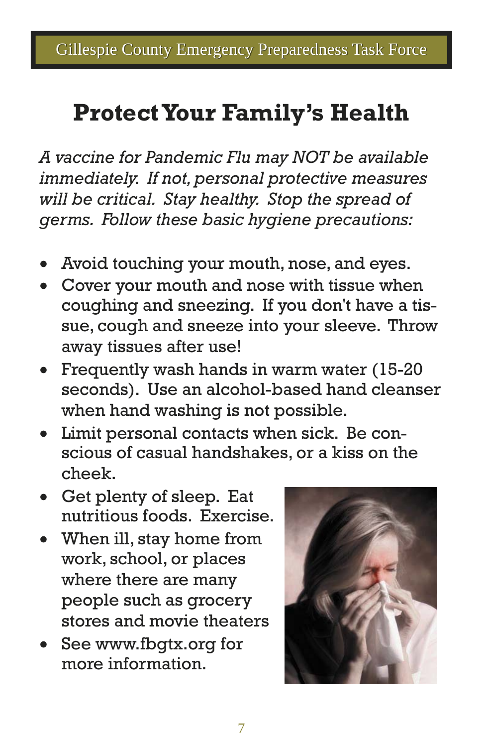# Protect Your Family's Health

*A vaccine for Pandemic Flu may NOT be available immediately. If not, personal protective measures will be critical. Stay healthy. Stop the spread of germs. Follow these basic hygiene precautions:*

- Avoid touching your mouth, nose, and eyes.
- Cover your mouth and nose with tissue when coughing and sneezing. If you don't have a tissue, cough and sneeze into your sleeve. Throw away tissues after use!
- Frequently wash hands in warm water (15-20 seconds). Use an alcohol-based hand cleanser when hand washing is not possible.
- Limit personal contacts when sick. Be conscious of casual handshakes, or a kiss on the cheek.
- Get plenty of sleep. Eat nutritious foods. Exercise.
- When ill, stay home from work, school, or places where there are many people such as grocery stores and movie theaters
- See www.fbgtx.org for more information.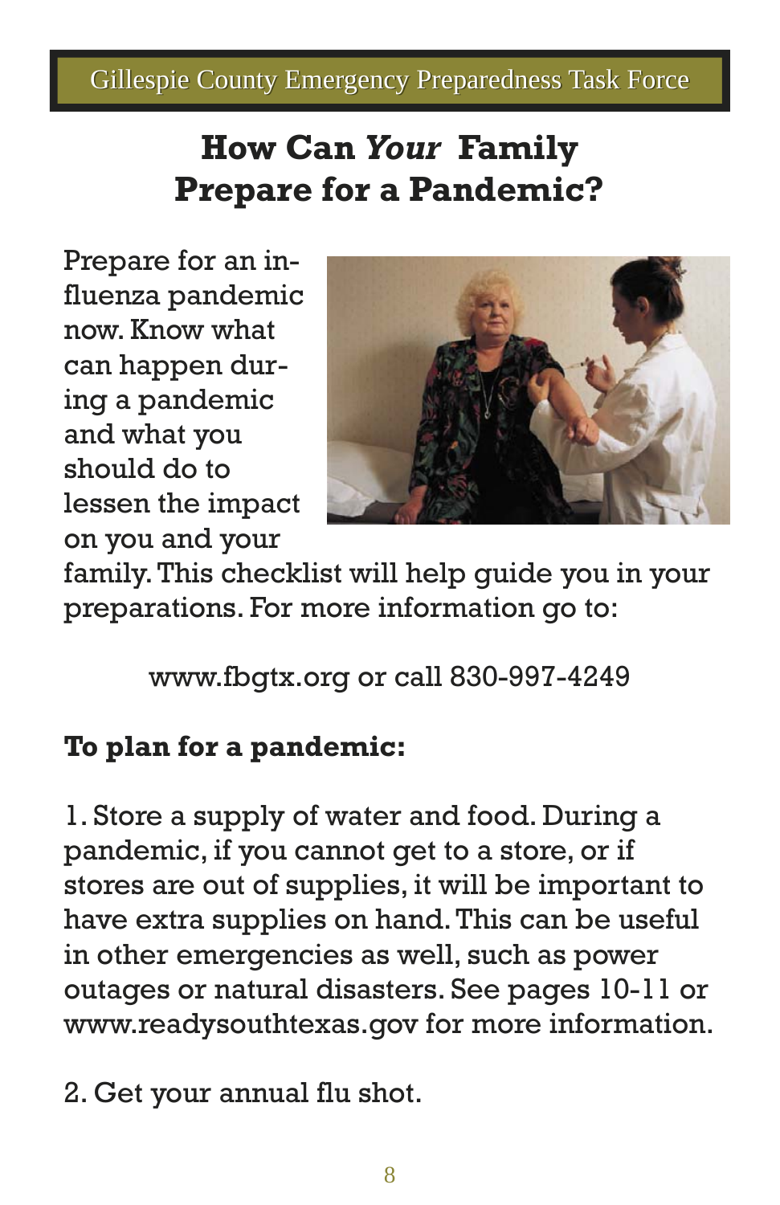# How Can *Your* Family Prepare for a Pandemic?

Prepare for an influenza pandemic now. Know what can happen during a pandemic and what you should do to lessen the impact on you and your family. This checklist will help guide you in your preparations. For more information go to:

www.fbgtx.org or call 830-997-4249

**To plan for a pandemic:**

1. Store a supply of water and food. During a pandemic, if you cannot get to a store, or if stores are out of supplies, it will be important to have extra supplies on hand. This can be useful in other emergencies as well, such as power outages or natural disasters. See pages 10-11 or www.readysouthtexas.gov for more information.

2. Get your annual flu shot.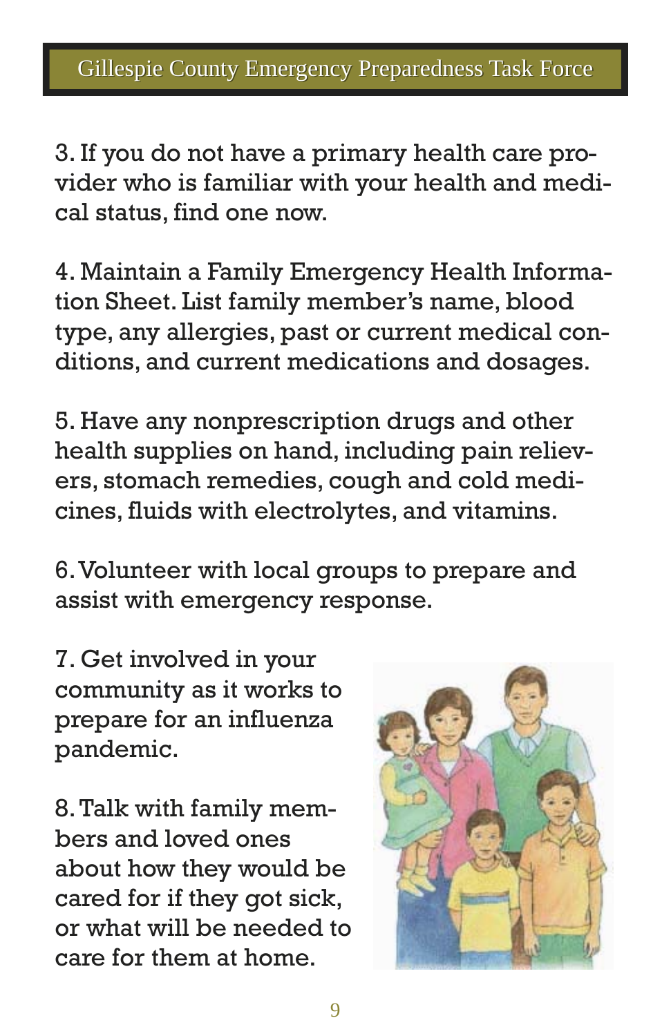3. If you do not have a primary health care provider who is familiar with your health and medical status, find one now.

4. Maintain a Family Emergency Health Information Sheet. List family member's name, blood type, any allergies, past or current medical conditions, and current medications and dosages.

5. Have any nonprescription drugs and other health supplies on hand, including pain relievers, stomach remedies, cough and cold medicines, fluids with electrolytes, and vitamins.

6. Volunteer with local groups to prepare and assist with emergency response.

7. Get involved in your community as it works to prepare for an influenza pandemic.

8. Talk with family members and loved ones about how they would be cared for if they got sick, or what will be needed to care for them at home.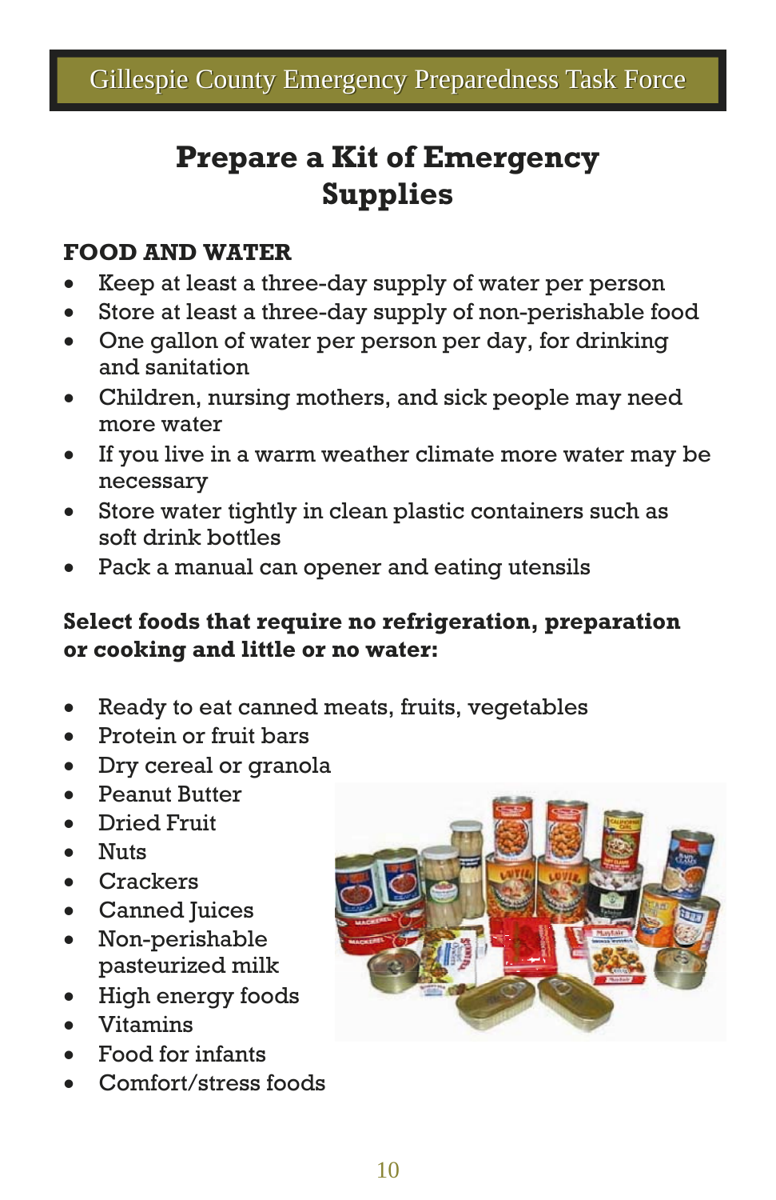# Prepare a Kit of Emergency Supplies

### FOOD AND WATER

- Keep at least a three-day supply of water per person
- Store at least a three-day supply of non-perishable food
- One gallon of water per person per day, for drinking and sanitation
- Children, nursing mothers, and sick people may need more water
- If you live in a warm weather climate more water may be necessary
- Store water tightly in clean plastic containers such as soft drink bottles
- Pack a manual can opener and eating utensils

**Select foods that require no refrigeration, preparation or cooking and little or no water:**

- Ready to eat canned meats, fruits, vegetables
- Protein or fruit bars
- Dry cereal or granola
- Peanut Butter
- Dried Fruit
- Nuts
- Crackers
- Canned Juices
- Non-perishable pasteurized milk
- High energy foods
- Vitamins
- Food for infants
- Comfort/stress foods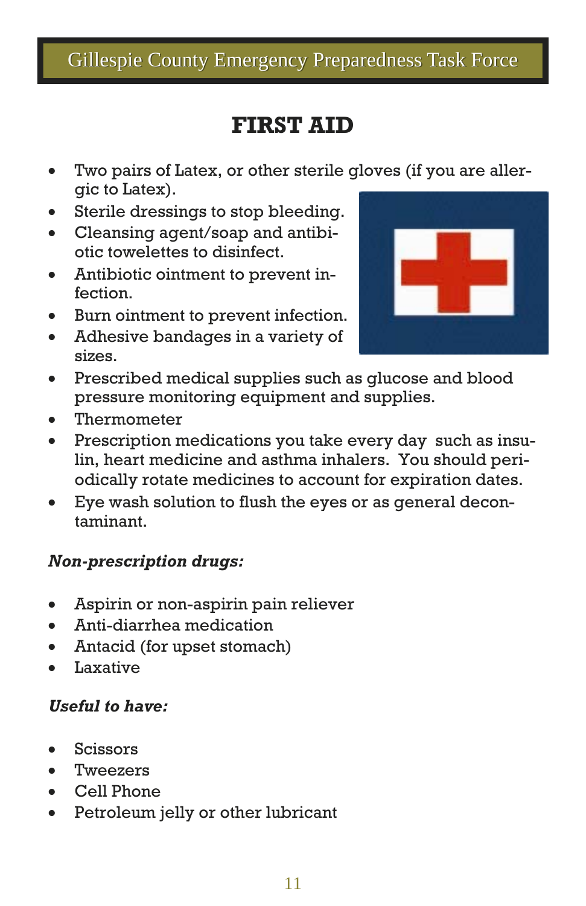# FIRST AID

- Two pairs of Latex, or other sterile gloves (if you are allergic to Latex).
- Sterile dressings to stop bleeding.
- Cleansing agent/soap and antibiotic towelettes to disinfect.
- Antibiotic ointment to prevent infection.
- Burn ointment to prevent infection.
- Adhesive bandages in a variety of sizes.
- Prescribed medical supplies such as glucose and blood pressure monitoring equipment and supplies.
- Thermometer
- Prescription medications you take every day such as insulin, heart medicine and asthma inhalers. You should periodically rotate medicines to account for expiration dates.
- Eye wash solution to flush the eyes or as general decontaminant.

***Non-prescription drugs:***

- Aspirin or non-aspirin pain reliever
- Anti-diarrhea medication
- Antacid (for upset stomach)
- Laxative

***Useful to have:***

- Scissors
- Tweezers
- Cell Phone
- Petroleum jelly or other lubricant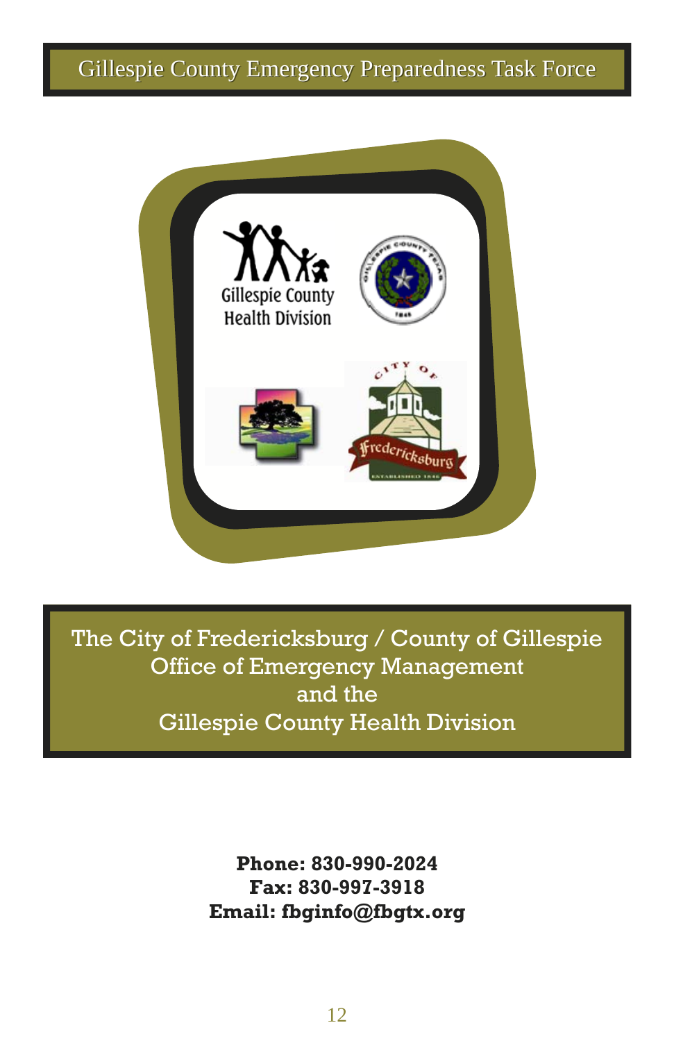# Gillespie County Emergency Preparedness Task Force

The City of Fredericksburg / County of Gillespie
Office of Emergency Management
and the
Gillespie County Health Division

**Phone: 830-990-2024**
**Fax: 830-997-3918**
**Email: fbginfo@fbgtx.org**